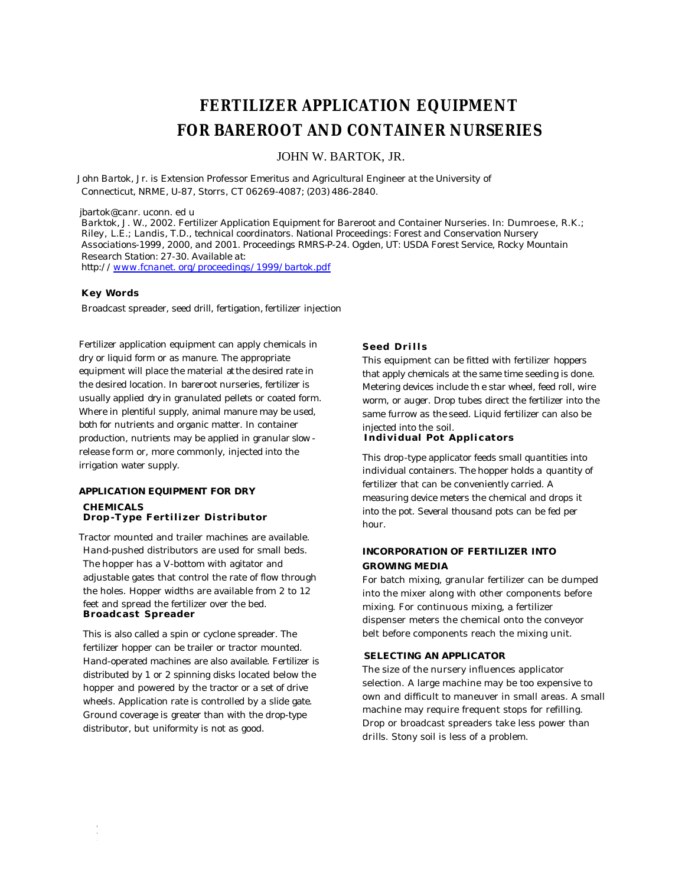# FERTILIZER APPLICATION EQUIPMENT FOR BAREROOT AND CONTAINER NURSERIES

JOHN W. BARTOK, JR.

John Bartok, Jr. is Extension Professor Emeritus and Agricultural Engineer at the University of Connecticut, NRME, U-87, Storrs, CT 06269-4087; (203) 486-2840.

jbartok@canr. uconn. ed u

Barktok, J. W., 2002. Fertilizer Application Equipment for Bareroot and Container Nurseries. In: Dumroese, R.K.; Riley, L.E.; Landis, T.D., technical coordinators. National Proceedings: Forest and Conservation Nursery Associations-1999, 2000, and 2001. Proceedings RMRS-P-24. Ogden, UT: USDA Forest Service, Rocky Mountain Research Station: 27-30. Available at: http:// www.fcnanet. org/proceedings/1999/bartok.pdf

**Key Words**

Broadcast spreader, seed drill, fertigation, fertilizer injection

Fertilizer application equipment can apply chemicals in dry or liquid form or as manure. The appropriate equipment will place the material at the desired rate in the desired location. In bareroot nurseries, fertilizer is usually applied dry in granulated pellets or coated form. Where in plentiful supply, animal manure may be used, both for nutrients and organic matter. In container production, nutrients may be applied in granular slow-release form or, more commonly, injected into the irrigation water supply.

## APPLICATION EQUIPMENT FOR DRY CHEMICALS

### Drop-Type Fertilizer Distributor

Tractor mounted and trailer machines are available. Hand-pushed distributors are used for small beds. The hopper has a V-bottom with agitator and adjustable gates that control the rate of flow through the holes. Hopper widths are available from 2 to 12 feet and spread the fertilizer over the bed.

### Broadcast Spreader

This is also called a spin or cyclone spreader. The fertilizer hopper can be trailer or tractor mounted. Hand-operated machines are also available. Fertilizer is distributed by 1 or 2 spinning disks located below the hopper and powered by the tractor or a set of drive wheels. Application rate is controlled by a slide gate. Ground coverage is greater than with the drop-type distributor, but uniformity is not as good.

### Seed Drills

This equipment can be fitted with fertilizer hoppers that apply chemicals at the same time seeding is done. Metering devices include th e star wheel, feed roll, wire worm, or auger. Drop tubes direct the fertilizer into the same furrow as the seed. Liquid fertilizer can also be injected into the soil.

### Individual Pot Applicators

This drop-type applicator feeds small quantities into individual containers. The hopper holds a quantity of fertilizer that can be conveniently carried. A measuring device meters the chemical and drops it into the pot. Several thousand pots can be fed per hour.

## INCORPORATION OF FERTILIZER INTO GROWING MEDIA

For batch mixing, granular fertilizer can be dumped into the mixer along with other components before mixing. For continuous mixing, a fertilizer dispenser meters the chemical onto the conveyor belt before components reach the mixing unit.

## SELECTING AN APPLICATOR

The size of the nursery influences applicator selection. A large machine may be too expensive to own and difficult to maneuver in small areas. A small machine may require frequent stops for refilling. Drop or broadcast spreaders take less power than drills. Stony soil is less of a problem.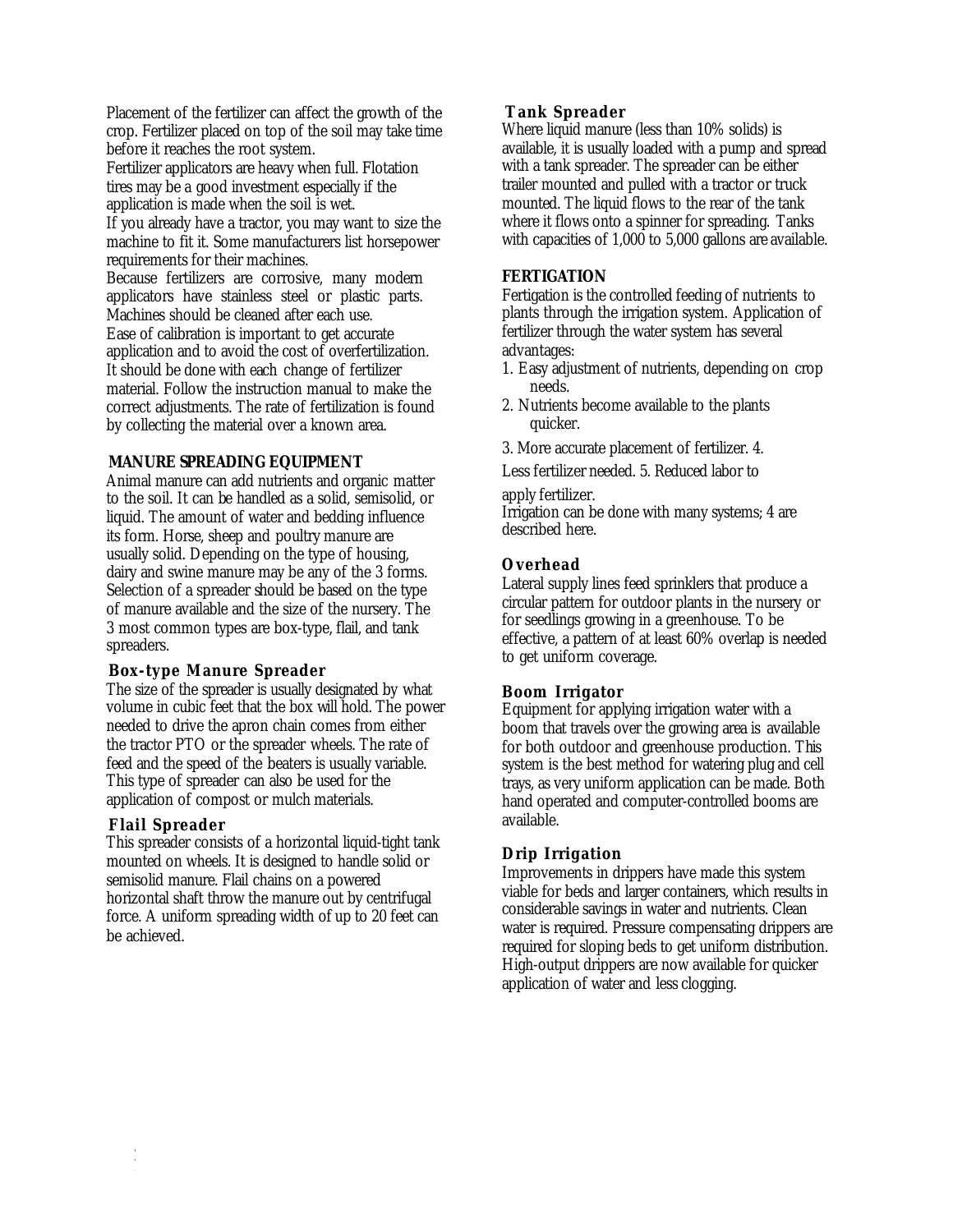Placement of the fertilizer can affect the growth of the crop. Fertilizer placed on top of the soil may take time before it reaches the root system.

Fertilizer applicators are heavy when full. Flotation tires may be a good investment especially if the application is made when the soil is wet.

If you already have a tractor, you may want to size the machine to fit it. Some manufacturers list horsepower requirements for their machines.

Because fertilizers are corrosive, many modern applicators have stainless steel or plastic parts. Machines should be cleaned after each use.

Ease of calibration is important to get accurate application and to avoid the cost of overfertilization. It should be done with each change of fertilizer material. Follow the instruction manual to make the correct adjustments. The rate of fertilization is found by collecting the material over a known area.

## MANURE SPREADING EQUIPMENT

Animal manure can add nutrients and organic matter to the soil. It can be handled as a solid, semisolid, or liquid. The amount of water and bedding influence its form. Horse, sheep and poultry manure are usually solid. Depending on the type of housing, dairy and swine manure may be any of the 3 forms. Selection of a spreader should be based on the type of manure available and the size of the nursery. The 3 most common types are box-type, flail, and tank spreaders.

### Box-type Manure Spreader

The size of the spreader is usually designated by what volume in cubic feet that the box will hold. The power needed to drive the apron chain comes from either the tractor PTO or the spreader wheels. The rate of feed and the speed of the beaters is usually variable. This type of spreader can also be used for the application of compost or mulch materials.

### Flail Spreader

This spreader consists of a horizontal liquid-tight tank mounted on wheels. It is designed to handle solid or semisolid manure. Flail chains on a powered horizontal shaft throw the manure out by centrifugal force. A uniform spreading width of up to 20 feet can be achieved.

### Tank Spreader

Where liquid manure (less than 10% solids) is available, it is usually loaded with a pump and spread with a tank spreader. The spreader can be either trailer mounted and pulled with a tractor or truck mounted. The liquid flows to the rear of the tank where it flows onto a spinner for spreading. Tanks with capacities of 1,000 to 5,000 gallons are available.

## FERTIGATION

Fertigation is the controlled feeding of nutrients to plants through the irrigation system. Application of fertilizer through the water system has several advantages:

1. Easy adjustment of nutrients, depending on crop needs.
2. Nutrients become available to the plants quicker.
3. More accurate placement of fertilizer.
4. Less fertilizer needed.
5. Reduced labor to apply fertilizer.

Irrigation can be done with many systems; 4 are described here.

### Overhead

Lateral supply lines feed sprinklers that produce a circular pattern for outdoor plants in the nursery or for seedlings growing in a greenhouse. To be effective, a pattern of at least 60% overlap is needed to get uniform coverage.

### Boom Irrigator

Equipment for applying irrigation water with a boom that travels over the growing area is available for both outdoor and greenhouse production. This system is the best method for watering plug and cell trays, as very uniform application can be made. Both hand operated and computer-controlled booms are available.

### Drip Irrigation

Improvements in drippers have made this system viable for beds and larger containers, which results in considerable savings in water and nutrients. Clean water is required. Pressure compensating drippers are required for sloping beds to get uniform distribution. High-output drippers are now available for quicker application of water and less clogging.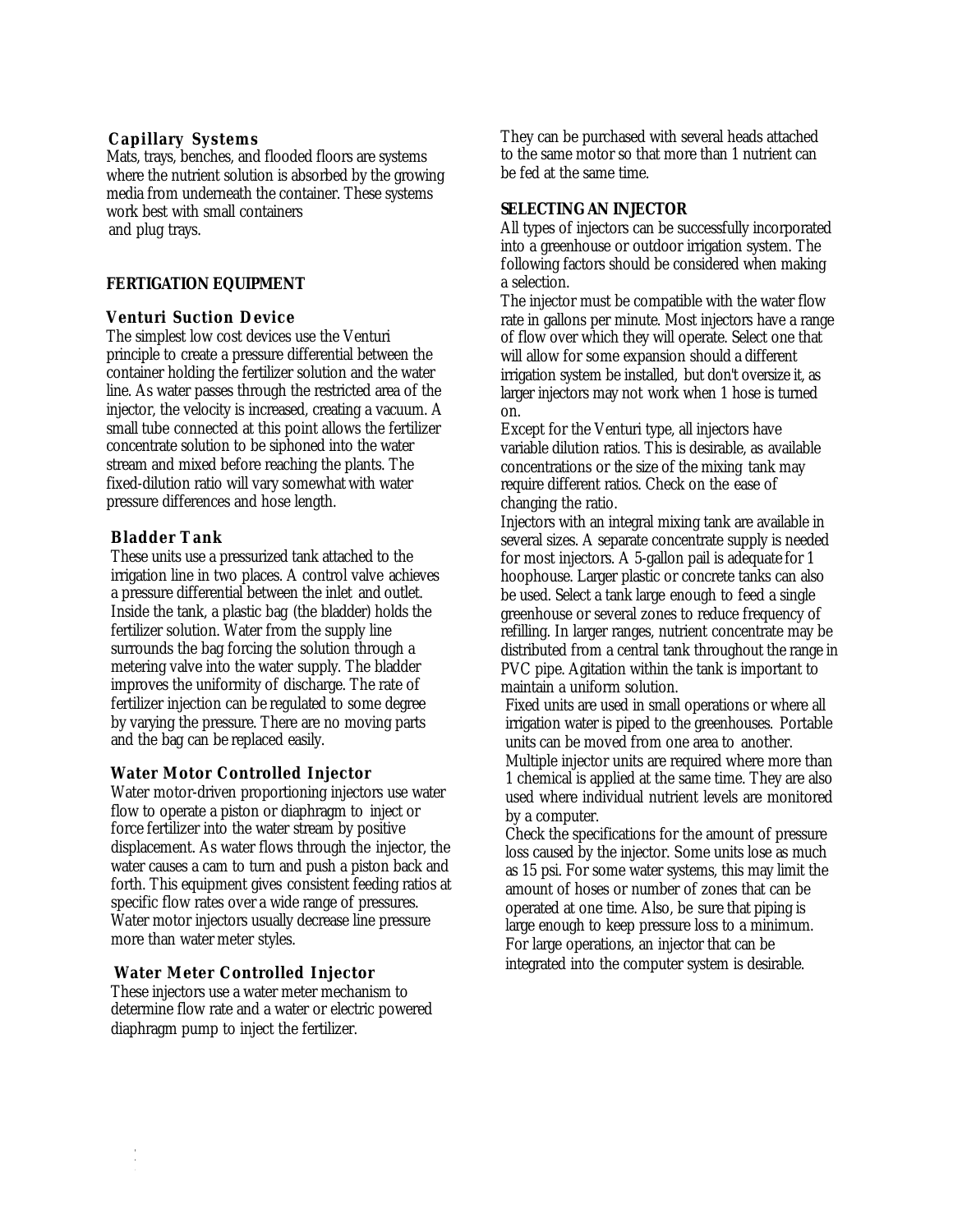### Capillary Systems

Mats, trays, benches, and flooded floors are systems where the nutrient solution is absorbed by the growing media from underneath the container. These systems work best with small containers and plug trays.

## FERTIGATION EQUIPMENT

### Venturi Suction Device

The simplest low cost devices use the Venturi principle to create a pressure differential between the container holding the fertilizer solution and the water line. As water passes through the restricted area of the injector, the velocity is increased, creating a vacuum. A small tube connected at this point allows the fertilizer concentrate solution to be siphoned into the water stream and mixed before reaching the plants. The fixed-dilution ratio will vary somewhat with water pressure differences and hose length.

### Bladder Tank

These units use a pressurized tank attached to the irrigation line in two places. A control valve achieves a pressure differential between the inlet and outlet. Inside the tank, a plastic bag (the bladder) holds the fertilizer solution. Water from the supply line surrounds the bag forcing the solution through a metering valve into the water supply. The bladder improves the uniformity of discharge. The rate of fertilizer injection can be regulated to some degree by varying the pressure. There are no moving parts and the bag can be replaced easily.

### Water Motor Controlled Injector

Water motor-driven proportioning injectors use water flow to operate a piston or diaphragm to inject or force fertilizer into the water stream by positive displacement. As water flows through the injector, the water causes a cam to turn and push a piston back and forth. This equipment gives consistent feeding ratios at specific flow rates over a wide range of pressures. Water motor injectors usually decrease line pressure more than water meter styles.

### Water Meter Controlled Injector

These injectors use a water meter mechanism to determine flow rate and a water or electric powered diaphragm pump to inject the fertilizer. They can be purchased with several heads attached to the same motor so that more than 1 nutrient can be fed at the same time.

## SELECTING AN INJECTOR

All types of injectors can be successfully incorporated into a greenhouse or outdoor irrigation system. The following factors should be considered when making a selection.

The injector must be compatible with the water flow rate in gallons per minute. Most injectors have a range of flow over which they will operate. Select one that will allow for some expansion should a different irrigation system be installed, but don't oversize it, as larger injectors may not work when 1 hose is turned on.

Except for the Venturi type, all injectors have variable dilution ratios. This is desirable, as available concentrations or the size of the mixing tank may require different ratios. Check on the ease of changing the ratio.

Injectors with an integral mixing tank are available in several sizes. A separate concentrate supply is needed for most injectors. A 5-gallon pail is adequate for 1 hoophouse. Larger plastic or concrete tanks can also be used. Select a tank large enough to feed a single greenhouse or several zones to reduce frequency of refilling. In larger ranges, nutrient concentrate may be distributed from a central tank throughout the range in PVC pipe. Agitation within the tank is important to maintain a uniform solution.

Fixed units are used in small operations or where all irrigation water is piped to the greenhouses. Portable units can be moved from one area to another.

Multiple injector units are required where more than 1 chemical is applied at the same time. They are also used where individual nutrient levels are monitored by a computer.

Check the specifications for the amount of pressure loss caused by the injector. Some units lose as much as 15 psi. For some water systems, this may limit the amount of hoses or number of zones that can be operated at one time. Also, be sure that piping is large enough to keep pressure loss to a minimum. For large operations, an injector that can be integrated into the computer system is desirable.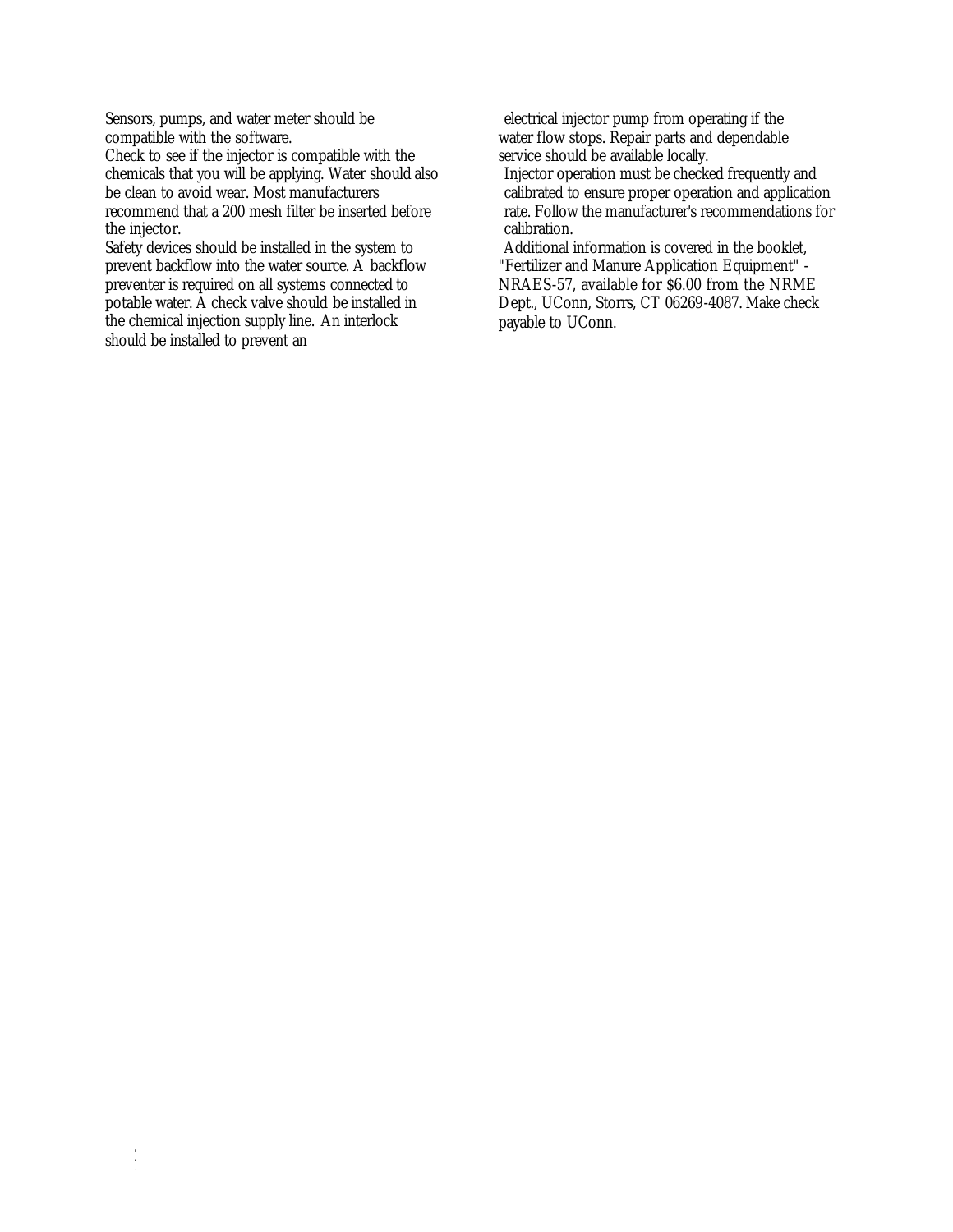Sensors, pumps, and water meter should be compatible with the software.

Check to see if the injector is compatible with the chemicals that you will be applying. Water should also be clean to avoid wear. Most manufacturers recommend that a 200 mesh filter be inserted before the injector.

Safety devices should be installed in the system to prevent backflow into the water source. A backflow preventer is required on all systems connected to potable water. A check valve should be installed in the chemical injection supply line. An interlock should be installed to prevent an electrical injector pump from operating if the water flow stops. Repair parts and dependable service should be available locally.

Injector operation must be checked frequently and calibrated to ensure proper operation and application rate. Follow the manufacturer's recommendations for calibration.

Additional information is covered in the booklet, "Fertilizer and Manure Application Equipment" - NRAES-57, available for $6.00 from the NRME Dept., UConn, Storrs, CT 06269-4087. Make check payable to UConn.